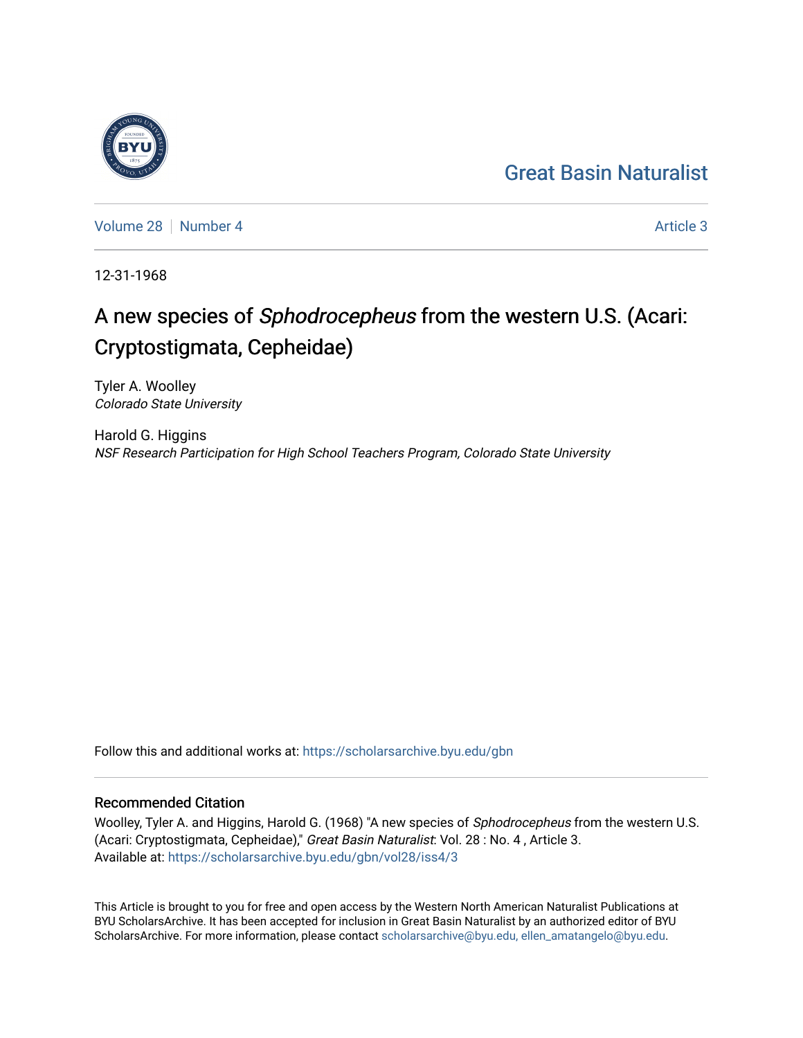Great Basin Naturalist

Volume 28 | Number 4 | Article 3

12-31-1968

# A new species of *Sphodrocepheus* from the western U.S. (Acari: Cryptostigmata, Cepheidae)

Tyler A. Woolley
*Colorado State University*

Harold G. Higgins
*NSF Research Participation for High School Teachers Program, Colorado State University*

Follow this and additional works at: https://scholarsarchive.byu.edu/gbn

## Recommended Citation

Woolley, Tyler A. and Higgins, Harold G. (1968) "A new species of *Sphodrocepheus* from the western U.S. (Acari: Cryptostigmata, Cepheidae)," *Great Basin Naturalist*: Vol. 28 : No. 4 , Article 3.
Available at: https://scholarsarchive.byu.edu/gbn/vol28/iss4/3

This Article is brought to you for free and open access by the Western North American Naturalist Publications at BYU ScholarsArchive. It has been accepted for inclusion in Great Basin Naturalist by an authorized editor of BYU ScholarsArchive. For more information, please contact scholarsarchive@byu.edu, ellen_amatangelo@byu.edu.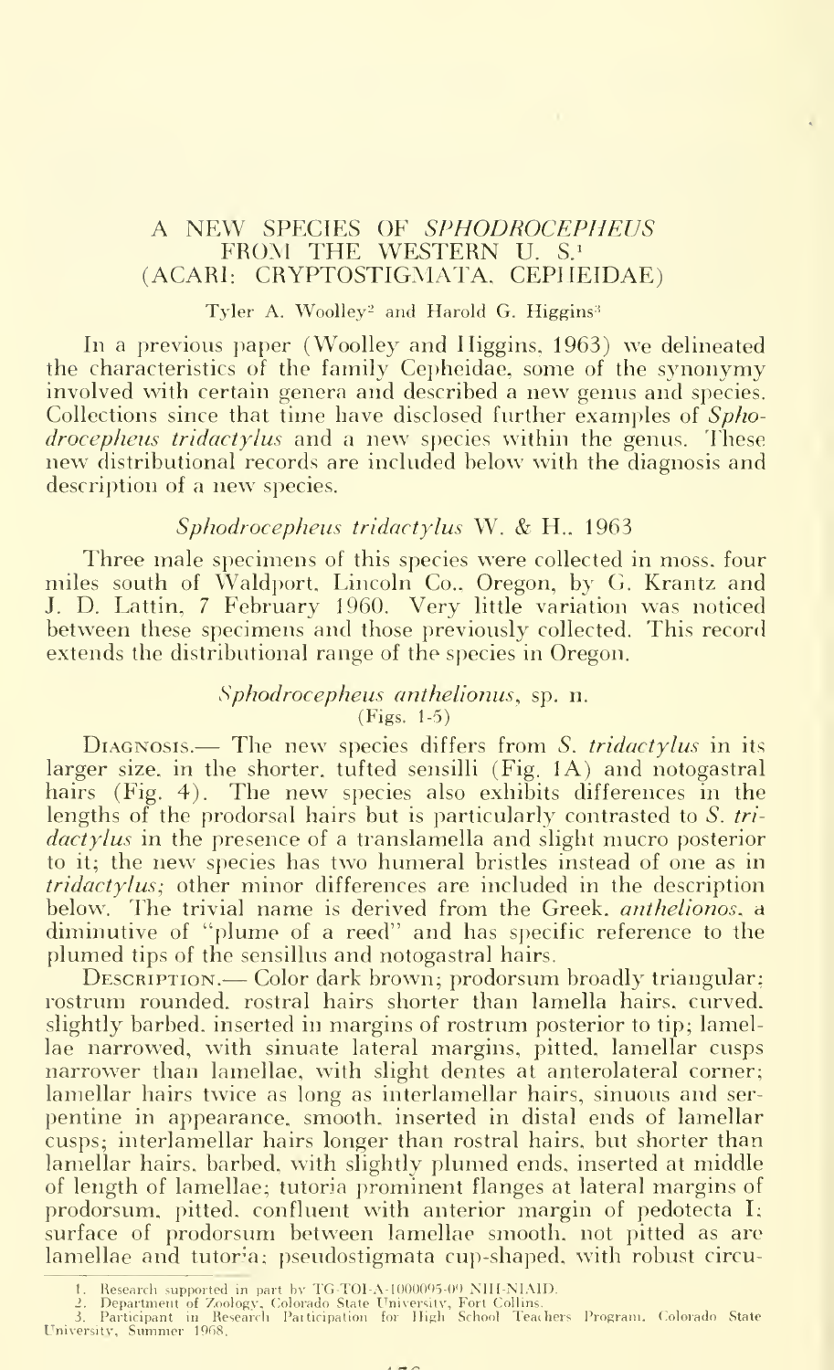# A NEW SPECIES OF *SPHODROCEPHEUS* FROM THE WESTERN U. S.[1] (ACARI: CRYPTOSTIGMATA, CEPHEIDAE)

Tyler A. Woolley[2] and Harold G. Higgins[3]

In a previous paper (Woolley and Higgins, 1963) we delineated the characteristics of the family Cepheidae, some of the synonymy involved with certain genera and described a new genus and species. Collections since that time have disclosed further examples of *Sphodrocepheus tridactylus* and a new species within the genus. These new distributional records are included below with the diagnosis and description of a new species.

### *Sphodrocepheus tridactylus* W. & H., 1963

Three male specimens of this species were collected in moss, four miles south of Waldport, Lincoln Co., Oregon, by G. Krantz and J. D. Lattin, 7 February 1960. Very little variation was noticed between these specimens and those previously collected. This record extends the distributional range of the species in Oregon.

### *Sphodrocepheus anthelionus*, sp. n.
(Figs. 1-5)

Diagnosis.— The new species differs from *S. tridactylus* in its larger size, in the shorter, tufted sensilli (Fig. 1A) and notogastral hairs (Fig. 4). The new species also exhibits differences in the lengths of the prodorsal hairs but is particularly contrasted to *S. tridactylus* in the presence of a translamella and slight mucro posterior to it; the new species has two humeral bristles instead of one as in *tridactylus*; other minor differences are included in the description below. The trivial name is derived from the Greek, *anthelionos*, a diminutive of "plume of a reed" and has specific reference to the plumed tips of the sensillus and notogastral hairs.

Description.— Color dark brown; prodorsum broadly triangular; rostrum rounded, rostral hairs shorter than lamella hairs, curved, slightly barbed, inserted in margins of rostrum posterior to tip; lamellae narrowed, with sinuate lateral margins, pitted, lamellar cusps narrower than lamellae, with slight dentes at anterolateral corner; lamellar hairs twice as long as interlamellar hairs, sinuous and serpentine in appearance, smooth, inserted in distal ends of lamellar cusps; interlamellar hairs longer than rostral hairs, but shorter than lamellar hairs, barbed, with slightly plumed ends, inserted at middle of length of lamellae; tutoria prominent flanges at lateral margins of prodorsum, pitted, confluent with anterior margin of pedotecta I; surface of prodorsum between lamellae smooth, not pitted as are lamellae and tutoria; pseudostigmata cup-shaped, with robust circu-

1. Research supported in part by TG-TOI-A-1000095-09 NIH-NIAID.
2. Department of Zoology, Colorado State University, Fort Collins.
3. Participant in Research Participation for High School Teachers Program, Colorado State University, Summer 1968.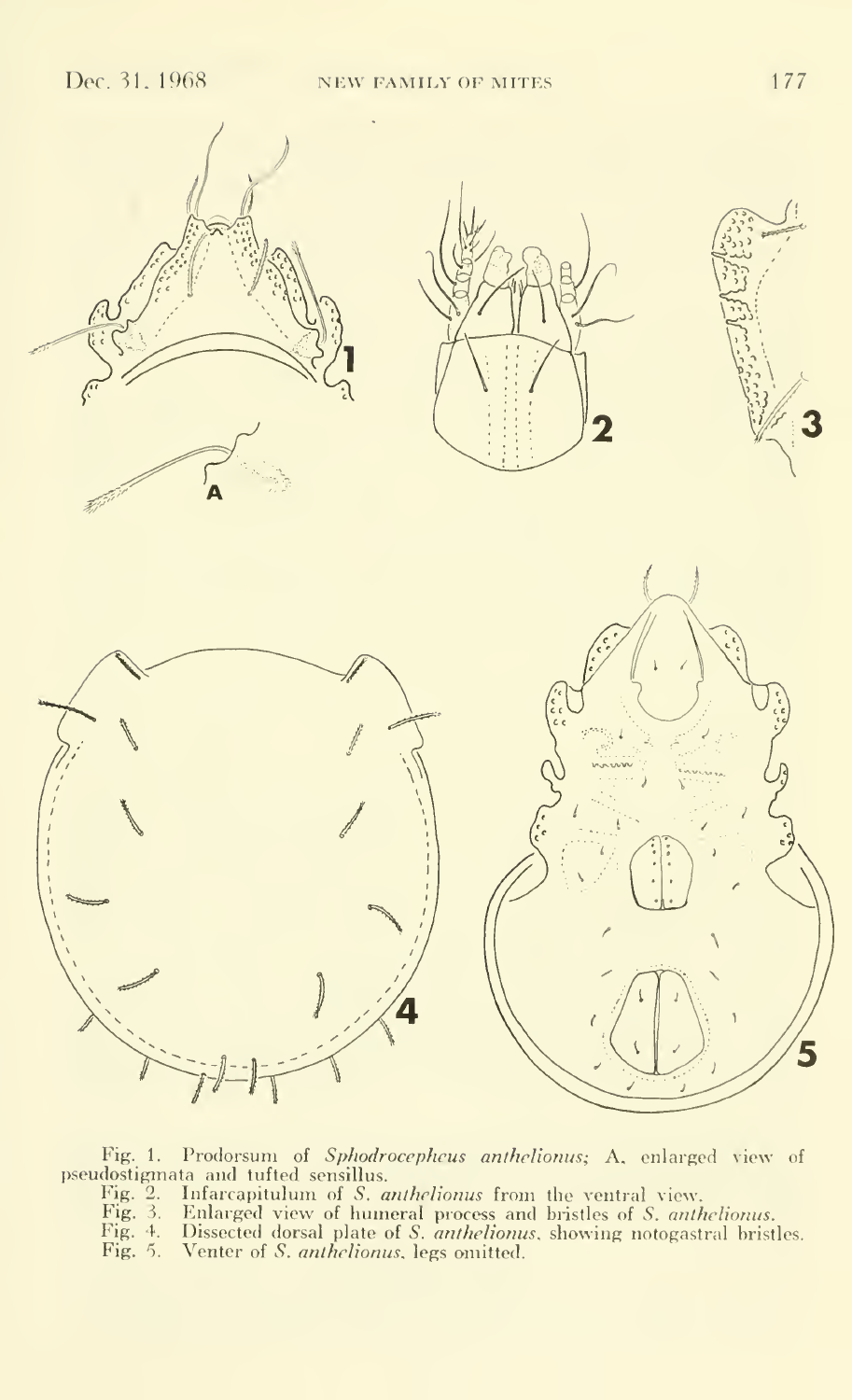Fig. 1. Prodorsum of *Sphodrocepheus anthelionus*; A, enlarged view of pseudostigmata and tufted sensillus.

Fig. 2. Infracapitulum of *S. anthelionus* from the ventral view.

Fig. 3. Enlarged view of humeral process and bristles of *S. anthelionus*.

Fig. 4. Dissected dorsal plate of *S. anthelionus*, showing notogastral bristles.

Fig. 5. Venter of *S. anthelionus*, legs omitted.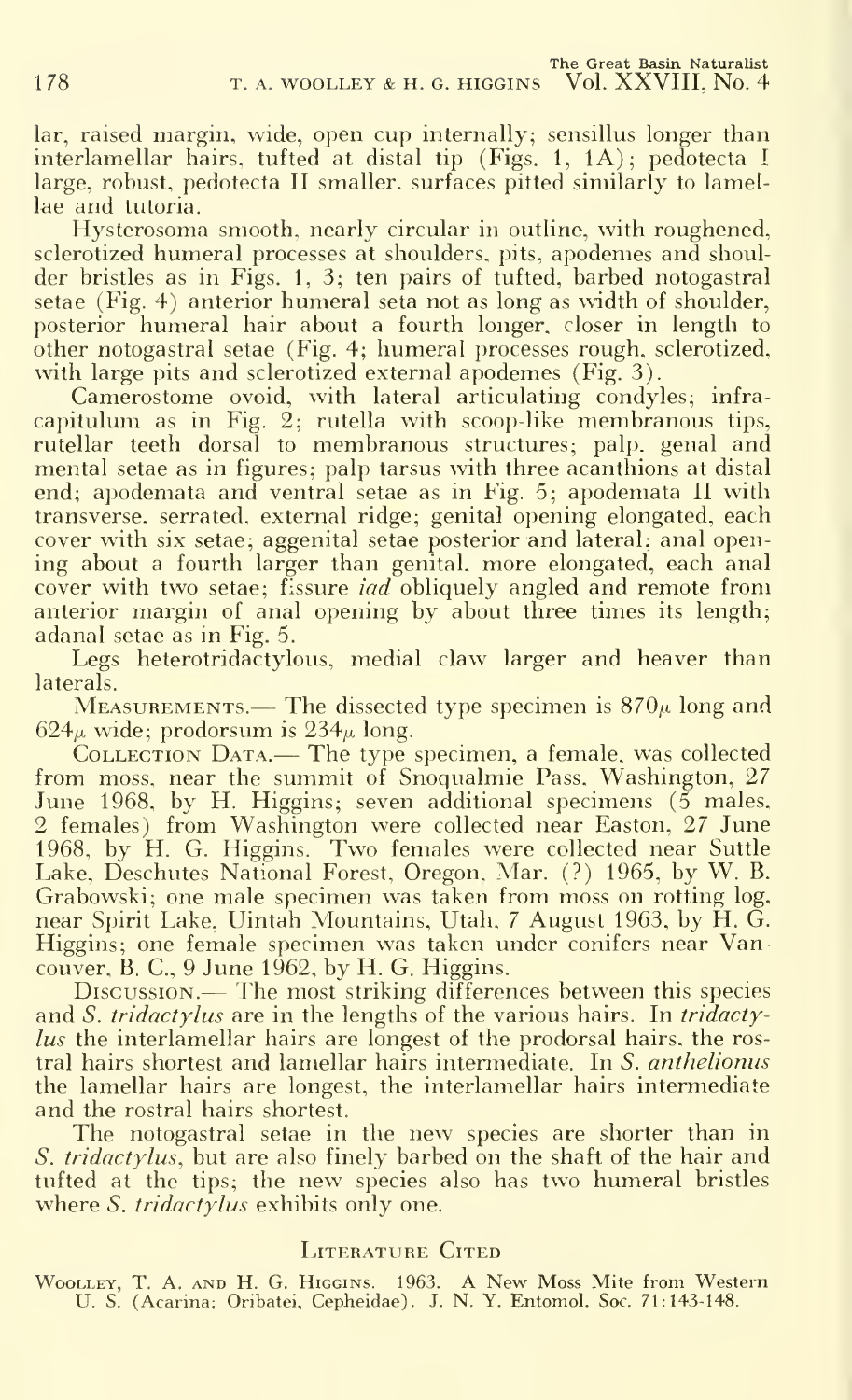lar, raised margin, wide, open cup internally; sensillus longer than interlamellar hairs, tufted at distal tip (Figs. 1, 1A); pedotecta I large, robust, pedotecta II smaller, surfaces pitted similarly to lamellae and tutoria.

Hysterosoma smooth, nearly circular in outline, with roughened, sclerotized humeral processes at shoulders, pits, apodemes and shoulder bristles as in Figs. 1, 3; ten pairs of tufted, barbed notogastral setae (Fig. 4) anterior humeral seta not as long as width of shoulder, posterior humeral hair about a fourth longer, closer in length to other notogastral setae (Fig. 4; humeral processes rough, sclerotized, with large pits and sclerotized external apodemes (Fig. 3).

Camerostome ovoid, with lateral articulating condyles; infracapitulum as in Fig. 2; rutella with scoop-like membranous tips, rutellar teeth dorsal to membranous structures; palp, genal and mental setae as in figures; palp tarsus with three acanthions at distal end; apodemata and ventral setae as in Fig. 5; apodemata II with transverse, serrated, external ridge; genital opening elongated, each cover with six setae; aggenital setae posterior and lateral; anal opening about a fourth larger than genital, more elongated, each anal cover with two setae; fissure *iad* obliquely angled and remote from anterior margin of anal opening by about three times its length; adanal setae as in Fig. 5.

Legs heterotridactylous, medial claw larger and heaver than laterals.

Measurements.— The dissected type specimen is 870$\mu$ long and 624$\mu$ wide; prodorsum is 234$\mu$ long.

Collection Data.— The type specimen, a female, was collected from moss, near the summit of Snoqualmie Pass, Washington, 27 June 1968, by H. Higgins; seven additional specimens (5 males, 2 females) from Washington were collected near Easton, 27 June 1968, by H. G. Higgins. Two females were collected near Suttle Lake, Deschutes National Forest, Oregon, Mar. (?) 1965, by W. B. Grabowski; one male specimen was taken from moss on rotting log, near Spirit Lake, Uintah Mountains, Utah, 7 August 1963, by H. G. Higgins; one female specimen was taken under conifers near Vancouver, B. C., 9 June 1962, by H. G. Higgins.

Discussion.— The most striking differences between this species and *S. tridactylus* are in the lengths of the various hairs. In *tridactylus* the interlamellar hairs are longest of the prodorsal hairs, the rostral hairs shortest and lamellar hairs intermediate. In *S. anthelionus* the lamellar hairs are longest, the interlamellar hairs intermediate and the rostral hairs shortest.

The notogastral setae in the new species are shorter than in *S. tridactylus*, but are also finely barbed on the shaft of the hair and tufted at the tips; the new species also has two humeral bristles where *S. tridactylus* exhibits only one.

## Literature Cited

Woolley, T. A. and H. G. Higgins. 1963. A New Moss Mite from Western U. S. (Acarina: Oribatei, Cepheidae). J. N. Y. Entomol. Soc. 71:143-148.